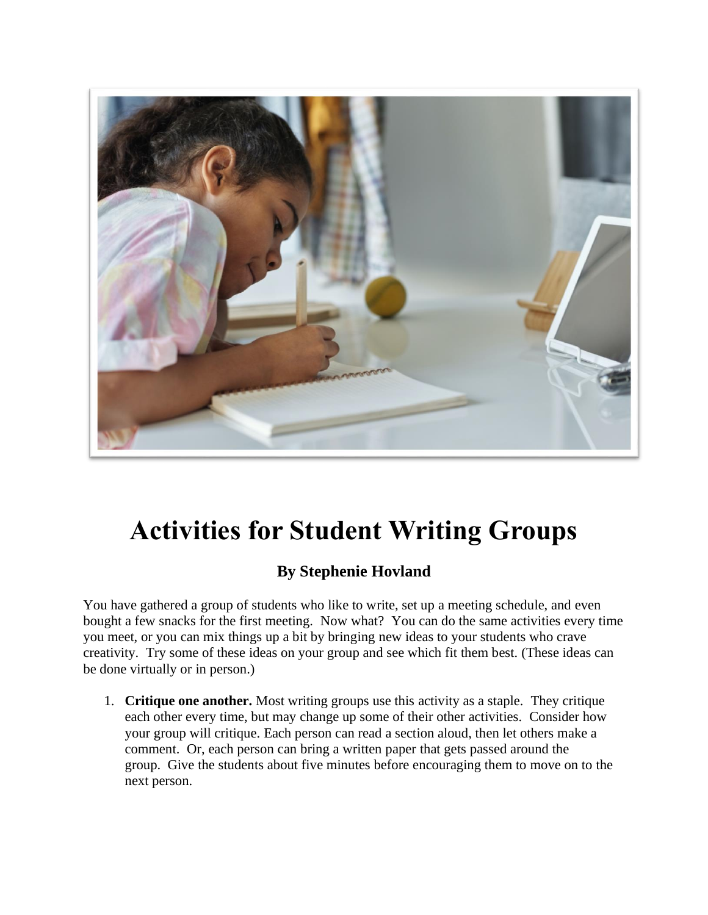# Activities for Student Writing Groups

### By Stephenie Hovland

You have gathered a group of students who like to write, set up a meeting schedule, and even bought a few snacks for the first meeting. Now what? You can do the same activities every time you meet, or you can mix things up a bit by bringing new ideas to your students who crave creativity. Try some of these ideas on your group and see which fit them best. (These ideas can be done virtually or in person.)

1. **Critique one another.** Most writing groups use this activity as a staple. They critique each other every time, but may change up some of their other activities. Consider how your group will critique. Each person can read a section aloud, then let others make a comment. Or, each person can bring a written paper that gets passed around the group. Give the students about five minutes before encouraging them to move on to the next person.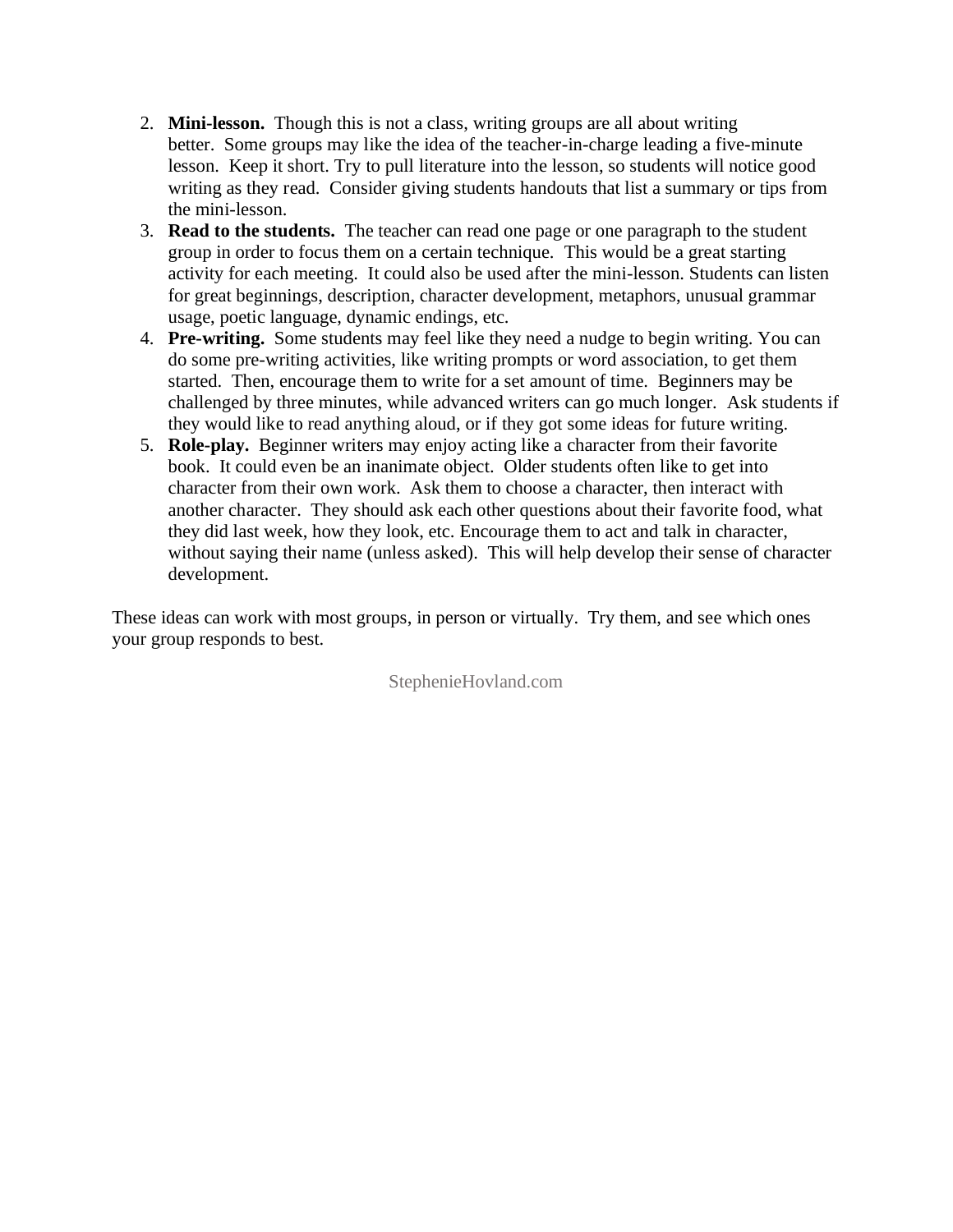2. **Mini-lesson.** Though this is not a class, writing groups are all about writing better. Some groups may like the idea of the teacher-in-charge leading a five-minute lesson. Keep it short. Try to pull literature into the lesson, so students will notice good writing as they read. Consider giving students handouts that list a summary or tips from the mini-lesson.
3. **Read to the students.** The teacher can read one page or one paragraph to the student group in order to focus them on a certain technique. This would be a great starting activity for each meeting. It could also be used after the mini-lesson. Students can listen for great beginnings, description, character development, metaphors, unusual grammar usage, poetic language, dynamic endings, etc.
4. **Pre-writing.** Some students may feel like they need a nudge to begin writing. You can do some pre-writing activities, like writing prompts or word association, to get them started. Then, encourage them to write for a set amount of time. Beginners may be challenged by three minutes, while advanced writers can go much longer. Ask students if they would like to read anything aloud, or if they got some ideas for future writing.
5. **Role-play.** Beginner writers may enjoy acting like a character from their favorite book. It could even be an inanimate object. Older students often like to get into character from their own work. Ask them to choose a character, then interact with another character. They should ask each other questions about their favorite food, what they did last week, how they look, etc. Encourage them to act and talk in character, without saying their name (unless asked). This will help develop their sense of character development.

These ideas can work with most groups, in person or virtually. Try them, and see which ones your group responds to best.

StephenieHovland.com